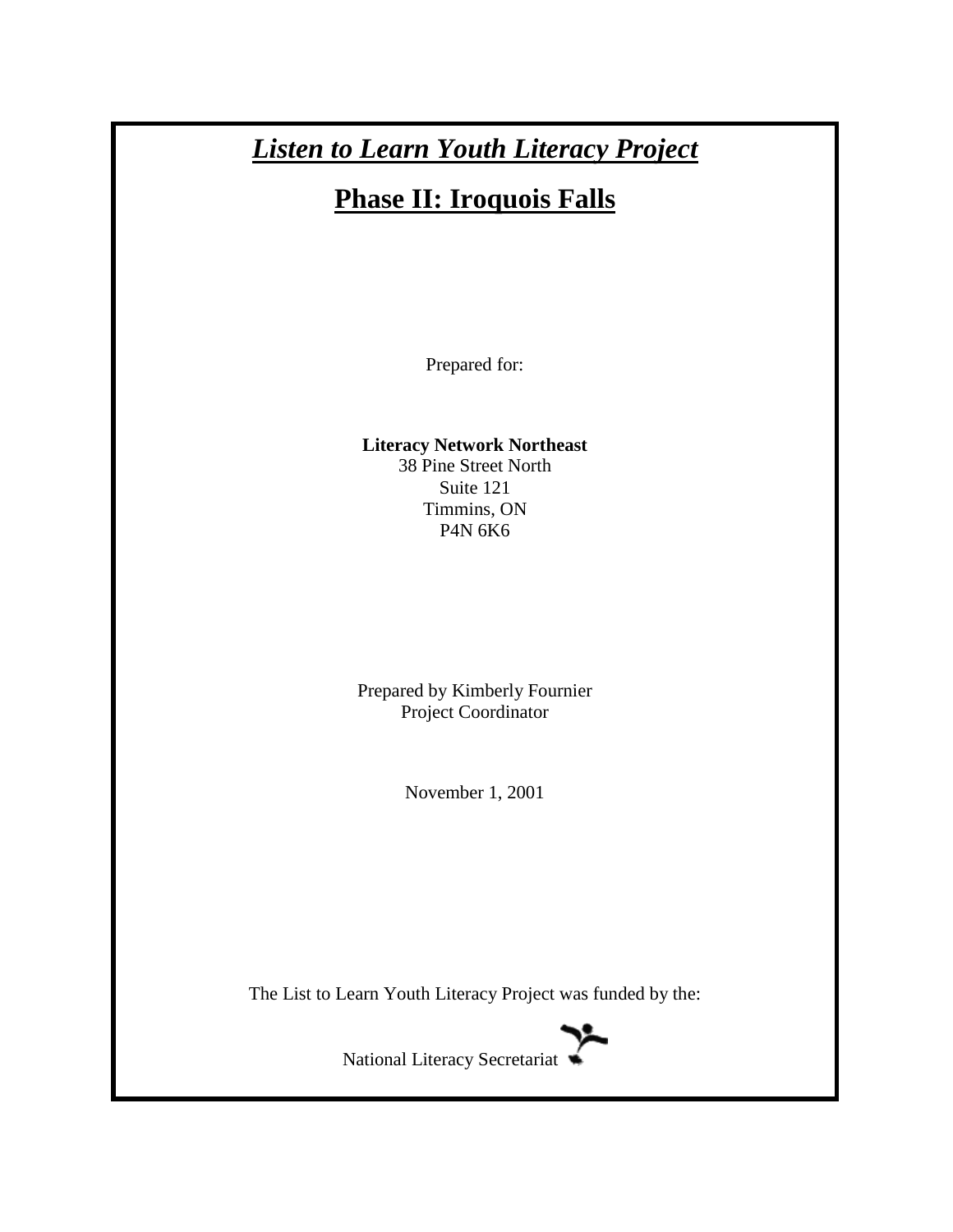# ***Listen to Learn Youth Literacy Project***

## **Phase II: Iroquois Falls**

Prepared for:

**Literacy Network Northeast**
38 Pine Street North
Suite 121
Timmins, ON
P4N 6K6

Prepared by Kimberly Fournier
Project Coordinator

November 1, 2001

The List to Learn Youth Literacy Project was funded by the:

National Literacy Secretariat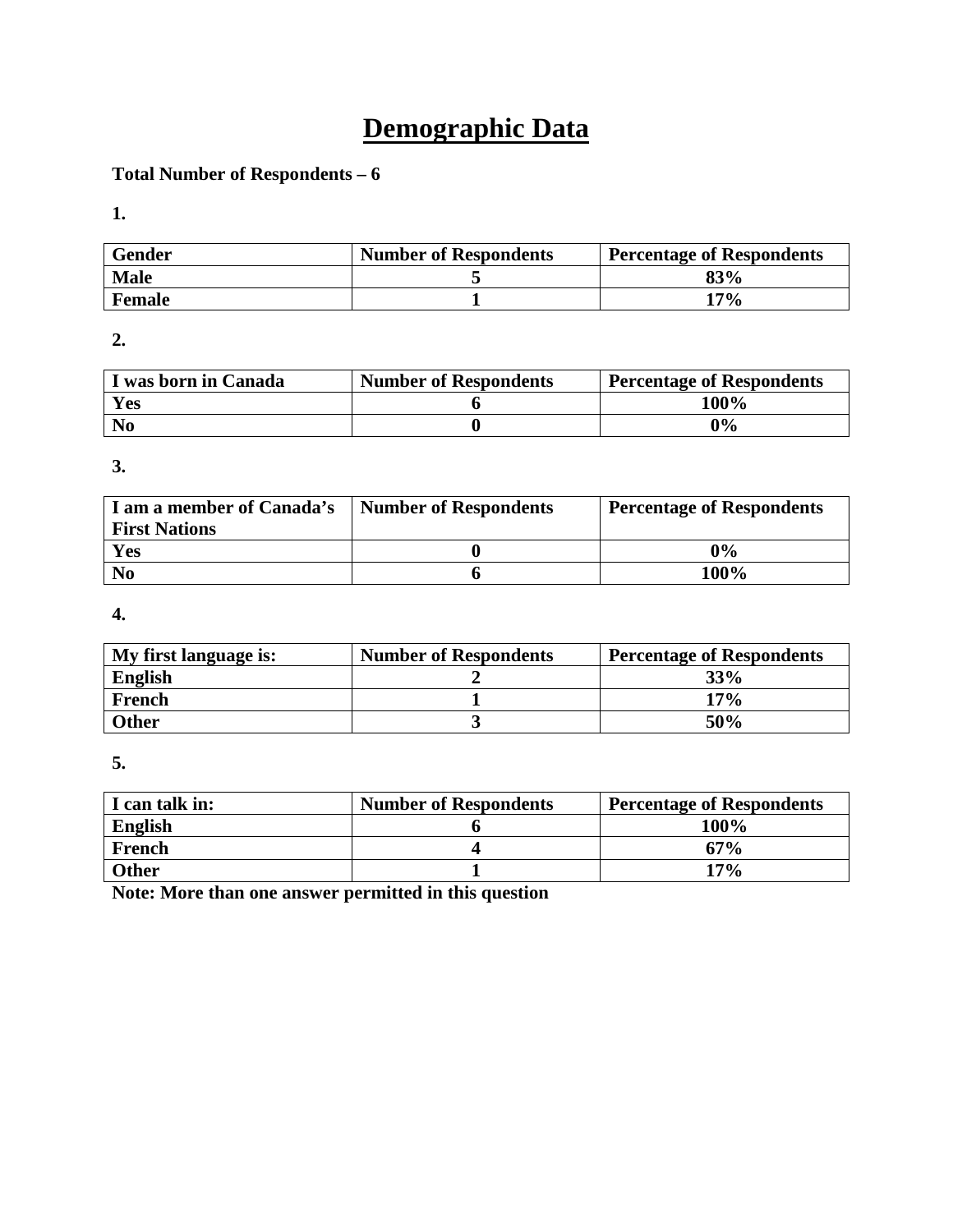# Demographic Data

**Total Number of Respondents – 6**

**1.**

| Gender | Number of Respondents | Percentage of Respondents |
|---|---|---|
| Male | 5 | 83% |
| Female | 1 | 17% |

**2.**

| I was born in Canada | Number of Respondents | Percentage of Respondents |
|---|---|---|
| Yes | 6 | 100% |
| No | 0 | 0% |

**3.**

| I am a member of Canada's First Nations | Number of Respondents | Percentage of Respondents |
|---|---|---|
| Yes | 0 | 0% |
| No | 6 | 100% |

**4.**

| My first language is: | Number of Respondents | Percentage of Respondents |
|---|---|---|
| English | 2 | 33% |
| French | 1 | 17% |
| Other | 3 | 50% |

**5.**

| I can talk in: | Number of Respondents | Percentage of Respondents |
|---|---|---|
| English | 6 | 100% |
| French | 4 | 67% |
| Other | 1 | 17% |

**Note: More than one answer permitted in this question**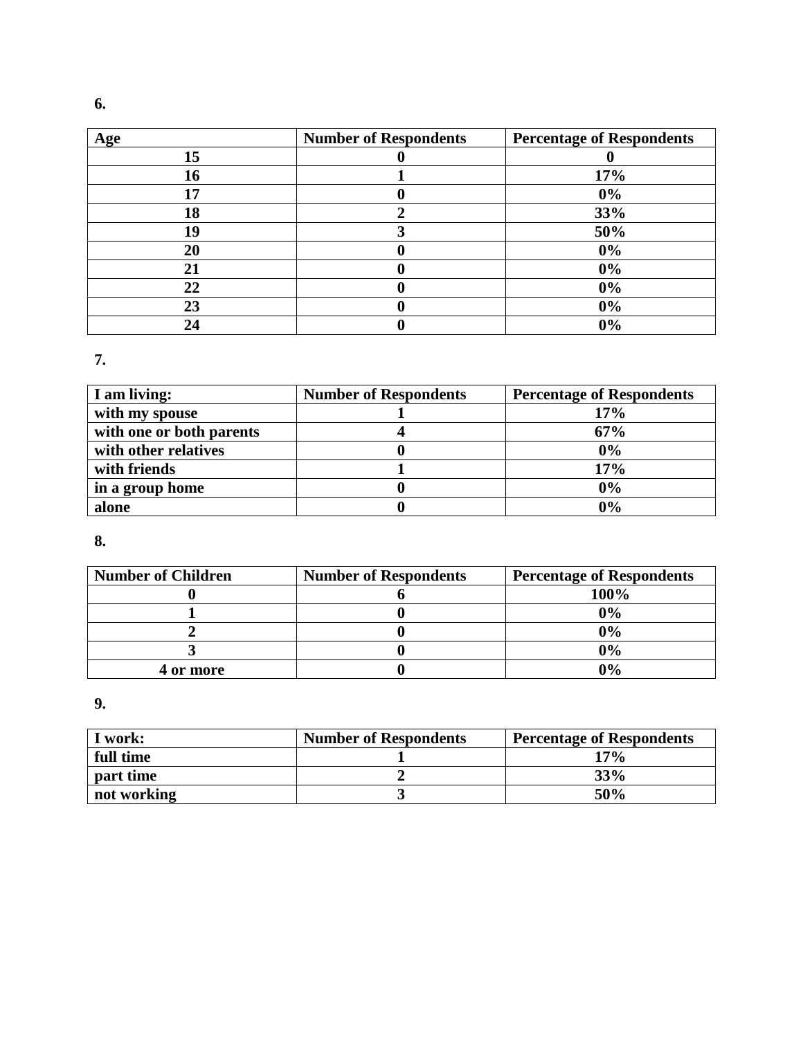**6.**

| Age | Number of Respondents | Percentage of Respondents |
|---|---|---|
| 15 | 0 | 0 |
| 16 | 1 | 17% |
| 17 | 0 | 0% |
| 18 | 2 | 33% |
| 19 | 3 | 50% |
| 20 | 0 | 0% |
| 21 | 0 | 0% |
| 22 | 0 | 0% |
| 23 | 0 | 0% |
| 24 | 0 | 0% |

**7.**

| I am living: | Number of Respondents | Percentage of Respondents |
|---|---|---|
| with my spouse | 1 | 17% |
| with one or both parents | 4 | 67% |
| with other relatives | 0 | 0% |
| with friends | 1 | 17% |
| in a group home | 0 | 0% |
| alone | 0 | 0% |

**8.**

| Number of Children | Number of Respondents | Percentage of Respondents |
|---|---|---|
| 0 | 6 | 100% |
| 1 | 0 | 0% |
| 2 | 0 | 0% |
| 3 | 0 | 0% |
| 4 or more | 0 | 0% |

**9.**

| I work: | Number of Respondents | Percentage of Respondents |
|---|---|---|
| full time | 1 | 17% |
| part time | 2 | 33% |
| not working | 3 | 50% |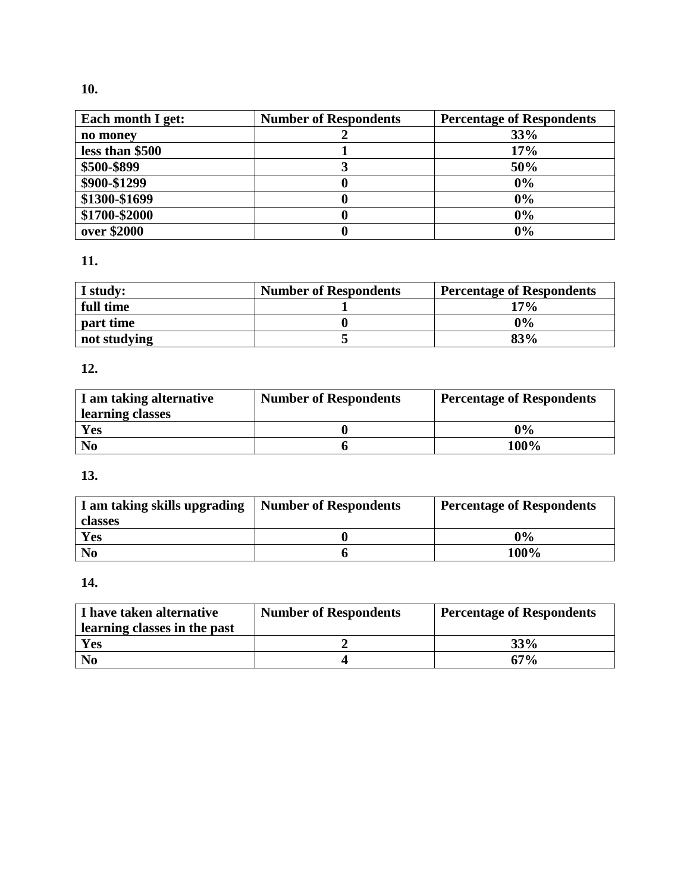**10.**

| Each month I get: | Number of Respondents | Percentage of Respondents |
|---|---|---|
| no money | 2 | 33% |
| less than $500 | 1 | 17% |
| $500-$899 | 3 | 50% |
| $900-$1299 | 0 | 0% |
| $1300-$1699 | 0 | 0% |
| $1700-$2000 | 0 | 0% |
| over $2000 | 0 | 0% |

**11.**

| I study: | Number of Respondents | Percentage of Respondents |
|---|---|---|
| full time | 1 | 17% |
| part time | 0 | 0% |
| not studying | 5 | 83% |

**12.**

| I am taking alternative learning classes | Number of Respondents | Percentage of Respondents |
|---|---|---|
| Yes | 0 | 0% |
| No | 6 | 100% |

**13.**

| I am taking skills upgrading classes | Number of Respondents | Percentage of Respondents |
|---|---|---|
| Yes | 0 | 0% |
| No | 6 | 100% |

**14.**

| I have taken alternative learning classes in the past | Number of Respondents | Percentage of Respondents |
|---|---|---|
| Yes | 2 | 33% |
| No | 4 | 67% |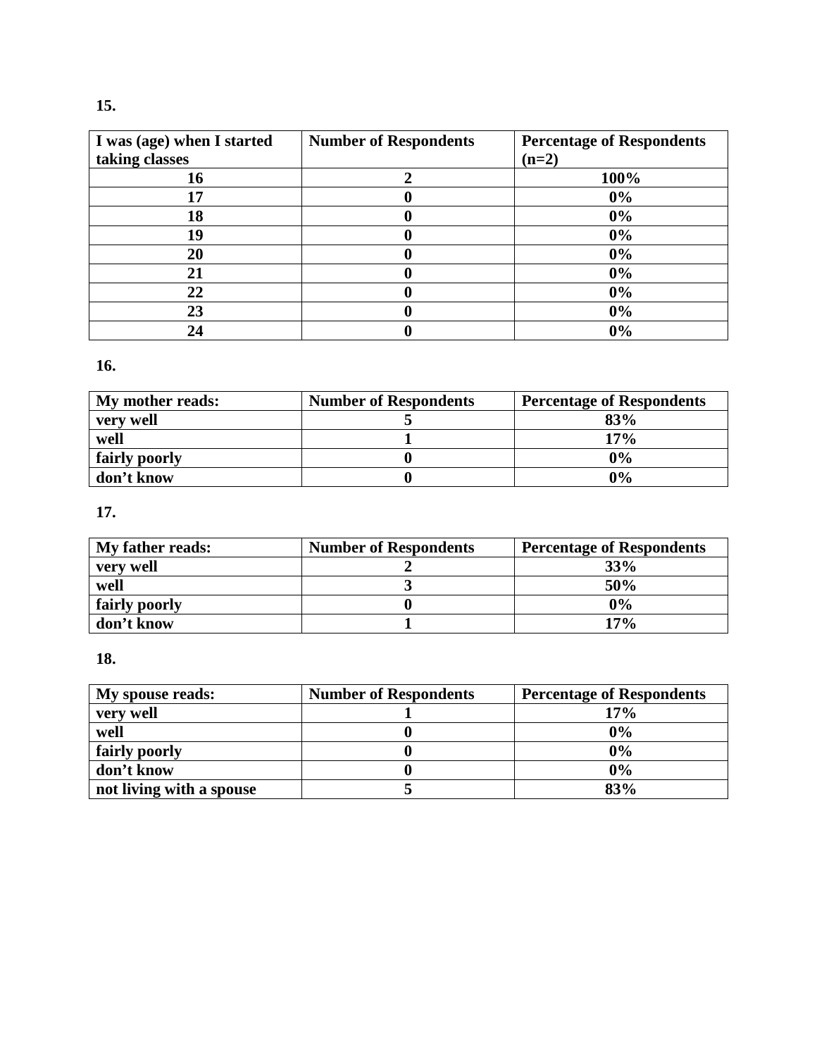**15.**

| I was (age) when I started taking classes | Number of Respondents | Percentage of Respondents (n=2) |
|---|---|---|
| 16 | 2 | 100% |
| 17 | 0 | 0% |
| 18 | 0 | 0% |
| 19 | 0 | 0% |
| 20 | 0 | 0% |
| 21 | 0 | 0% |
| 22 | 0 | 0% |
| 23 | 0 | 0% |
| 24 | 0 | 0% |

**16.**

| My mother reads: | Number of Respondents | Percentage of Respondents |
|---|---|---|
| very well | 5 | 83% |
| well | 1 | 17% |
| fairly poorly | 0 | 0% |
| don't know | 0 | 0% |

**17.**

| My father reads: | Number of Respondents | Percentage of Respondents |
|---|---|---|
| very well | 2 | 33% |
| well | 3 | 50% |
| fairly poorly | 0 | 0% |
| don't know | 1 | 17% |

**18.**

| My spouse reads: | Number of Respondents | Percentage of Respondents |
|---|---|---|
| very well | 1 | 17% |
| well | 0 | 0% |
| fairly poorly | 0 | 0% |
| don't know | 0 | 0% |
| not living with a spouse | 5 | 83% |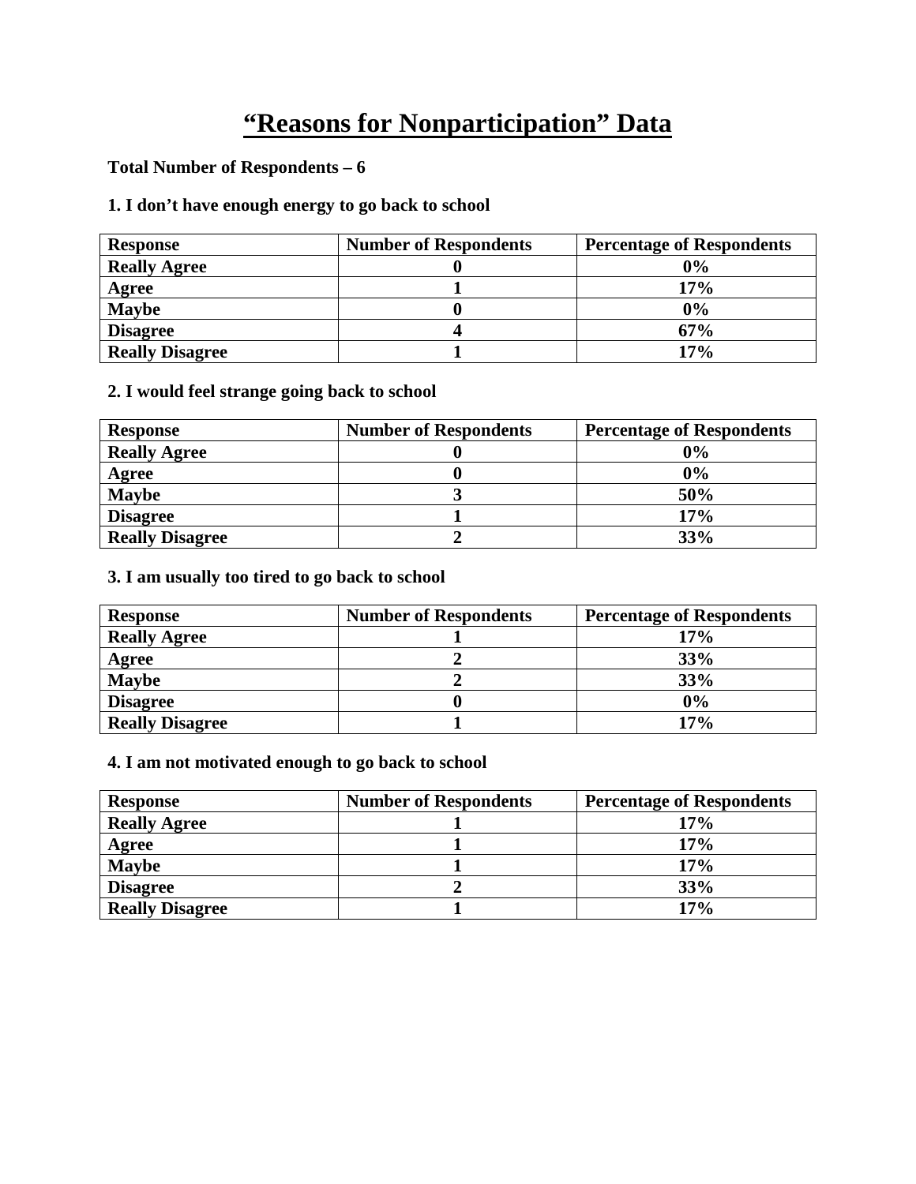# "Reasons for Nonparticipation" Data

**Total Number of Respondents – 6**

**1. I don't have enough energy to go back to school**

| Response | Number of Respondents | Percentage of Respondents |
|---|---|---|
| Really Agree | 0 | 0% |
| Agree | 1 | 17% |
| Maybe | 0 | 0% |
| Disagree | 4 | 67% |
| Really Disagree | 1 | 17% |

**2. I would feel strange going back to school**

| Response | Number of Respondents | Percentage of Respondents |
|---|---|---|
| Really Agree | 0 | 0% |
| Agree | 0 | 0% |
| Maybe | 3 | 50% |
| Disagree | 1 | 17% |
| Really Disagree | 2 | 33% |

**3. I am usually too tired to go back to school**

| Response | Number of Respondents | Percentage of Respondents |
|---|---|---|
| Really Agree | 1 | 17% |
| Agree | 2 | 33% |
| Maybe | 2 | 33% |
| Disagree | 0 | 0% |
| Really Disagree | 1 | 17% |

**4. I am not motivated enough to go back to school**

| Response | Number of Respondents | Percentage of Respondents |
|---|---|---|
| Really Agree | 1 | 17% |
| Agree | 1 | 17% |
| Maybe | 1 | 17% |
| Disagree | 2 | 33% |
| Really Disagree | 1 | 17% |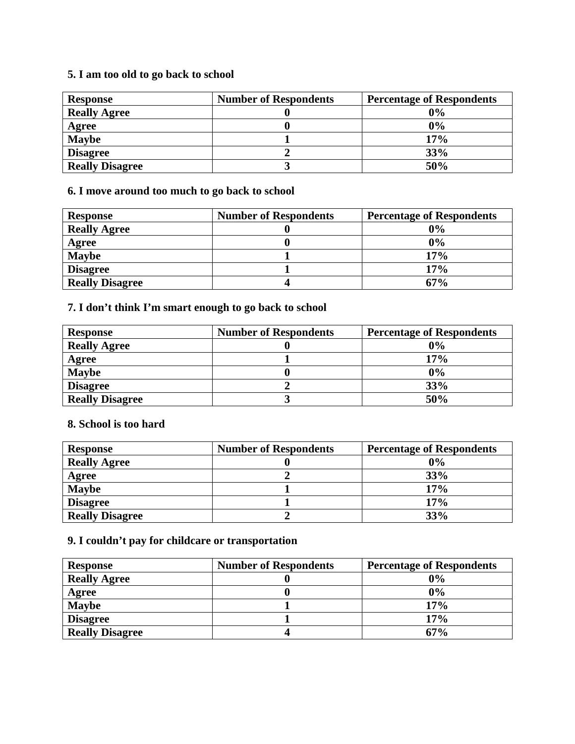**5. I am too old to go back to school**

| Response | Number of Respondents | Percentage of Respondents |
|---|---|---|
| Really Agree | 0 | 0% |
| Agree | 0 | 0% |
| Maybe | 1 | 17% |
| Disagree | 2 | 33% |
| Really Disagree | 3 | 50% |

**6. I move around too much to go back to school**

| Response | Number of Respondents | Percentage of Respondents |
|---|---|---|
| Really Agree | 0 | 0% |
| Agree | 0 | 0% |
| Maybe | 1 | 17% |
| Disagree | 1 | 17% |
| Really Disagree | 4 | 67% |

**7. I don't think I'm smart enough to go back to school**

| Response | Number of Respondents | Percentage of Respondents |
|---|---|---|
| Really Agree | 0 | 0% |
| Agree | 1 | 17% |
| Maybe | 0 | 0% |
| Disagree | 2 | 33% |
| Really Disagree | 3 | 50% |

**8. School is too hard**

| Response | Number of Respondents | Percentage of Respondents |
|---|---|---|
| Really Agree | 0 | 0% |
| Agree | 2 | 33% |
| Maybe | 1 | 17% |
| Disagree | 1 | 17% |
| Really Disagree | 2 | 33% |

**9. I couldn't pay for childcare or transportation**

| Response | Number of Respondents | Percentage of Respondents |
|---|---|---|
| Really Agree | 0 | 0% |
| Agree | 0 | 0% |
| Maybe | 1 | 17% |
| Disagree | 1 | 17% |
| Really Disagree | 4 | 67% |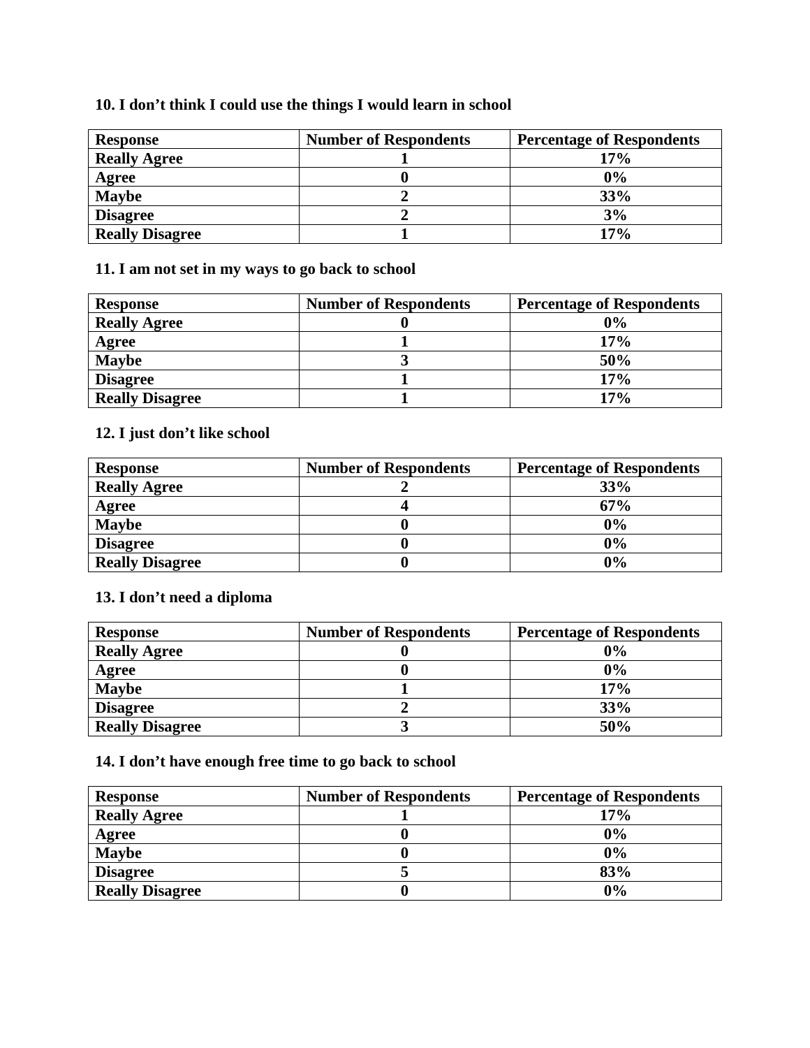**10. I don’t think I could use the things I would learn in school**

| Response | Number of Respondents | Percentage of Respondents |
|---|---|---|
| Really Agree | 1 | 17% |
| Agree | 0 | 0% |
| Maybe | 2 | 33% |
| Disagree | 2 | 3% |
| Really Disagree | 1 | 17% |

**11. I am not set in my ways to go back to school**

| Response | Number of Respondents | Percentage of Respondents |
|---|---|---|
| Really Agree | 0 | 0% |
| Agree | 1 | 17% |
| Maybe | 3 | 50% |
| Disagree | 1 | 17% |
| Really Disagree | 1 | 17% |

**12. I just don’t like school**

| Response | Number of Respondents | Percentage of Respondents |
|---|---|---|
| Really Agree | 2 | 33% |
| Agree | 4 | 67% |
| Maybe | 0 | 0% |
| Disagree | 0 | 0% |
| Really Disagree | 0 | 0% |

**13. I don’t need a diploma**

| Response | Number of Respondents | Percentage of Respondents |
|---|---|---|
| Really Agree | 0 | 0% |
| Agree | 0 | 0% |
| Maybe | 1 | 17% |
| Disagree | 2 | 33% |
| Really Disagree | 3 | 50% |

**14. I don’t have enough free time to go back to school**

| Response | Number of Respondents | Percentage of Respondents |
|---|---|---|
| Really Agree | 1 | 17% |
| Agree | 0 | 0% |
| Maybe | 0 | 0% |
| Disagree | 5 | 83% |
| Really Disagree | 0 | 0% |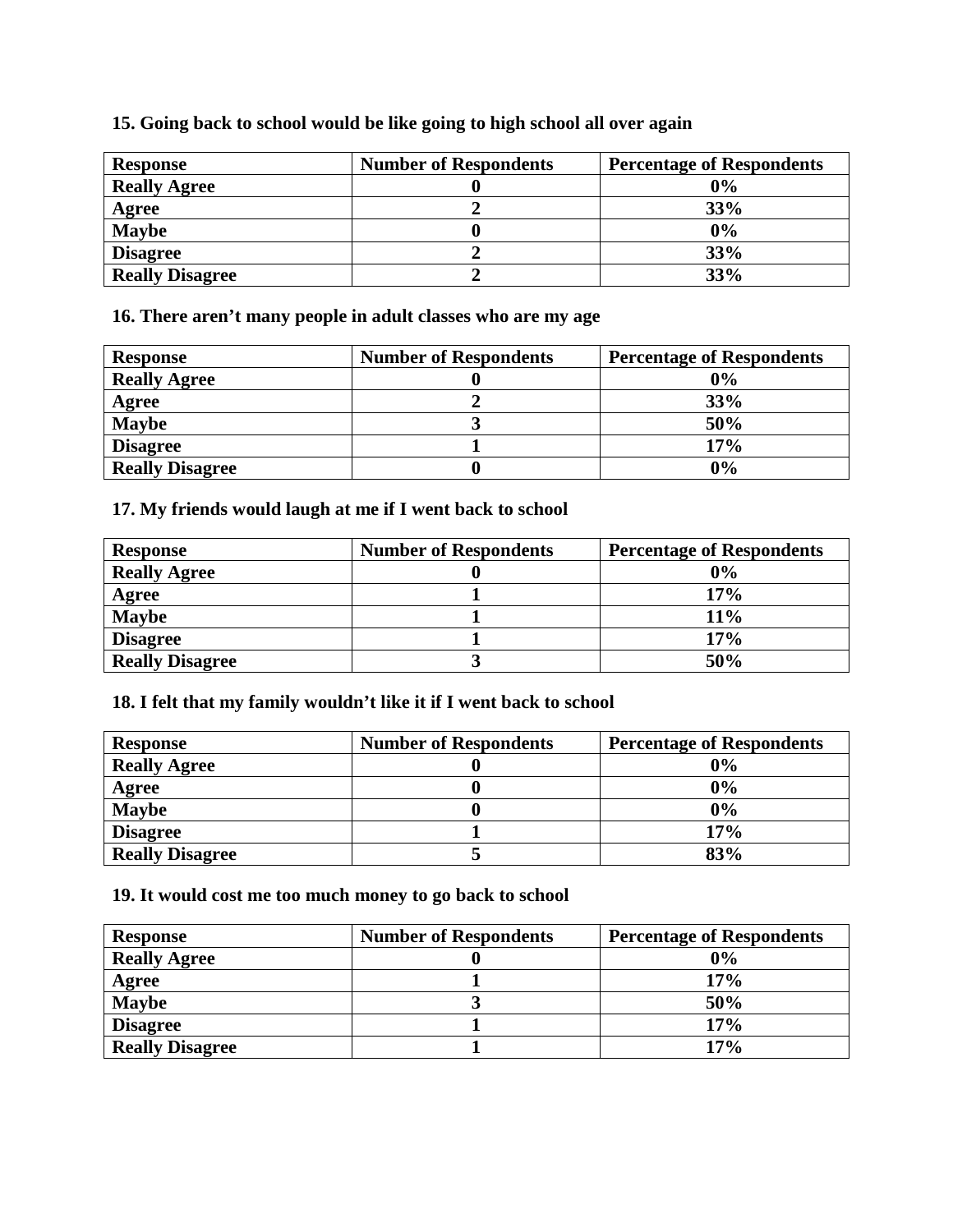**15. Going back to school would be like going to high school all over again**

| Response | Number of Respondents | Percentage of Respondents |
|---|---|---|
| Really Agree | 0 | 0% |
| Agree | 2 | 33% |
| Maybe | 0 | 0% |
| Disagree | 2 | 33% |
| Really Disagree | 2 | 33% |

**16. There aren't many people in adult classes who are my age**

| Response | Number of Respondents | Percentage of Respondents |
|---|---|---|
| Really Agree | 0 | 0% |
| Agree | 2 | 33% |
| Maybe | 3 | 50% |
| Disagree | 1 | 17% |
| Really Disagree | 0 | 0% |

**17. My friends would laugh at me if I went back to school**

| Response | Number of Respondents | Percentage of Respondents |
|---|---|---|
| Really Agree | 0 | 0% |
| Agree | 1 | 17% |
| Maybe | 1 | 11% |
| Disagree | 1 | 17% |
| Really Disagree | 3 | 50% |

**18. I felt that my family wouldn't like it if I went back to school**

| Response | Number of Respondents | Percentage of Respondents |
|---|---|---|
| Really Agree | 0 | 0% |
| Agree | 0 | 0% |
| Maybe | 0 | 0% |
| Disagree | 1 | 17% |
| Really Disagree | 5 | 83% |

**19. It would cost me too much money to go back to school**

| Response | Number of Respondents | Percentage of Respondents |
|---|---|---|
| Really Agree | 0 | 0% |
| Agree | 1 | 17% |
| Maybe | 3 | 50% |
| Disagree | 1 | 17% |
| Really Disagree | 1 | 17% |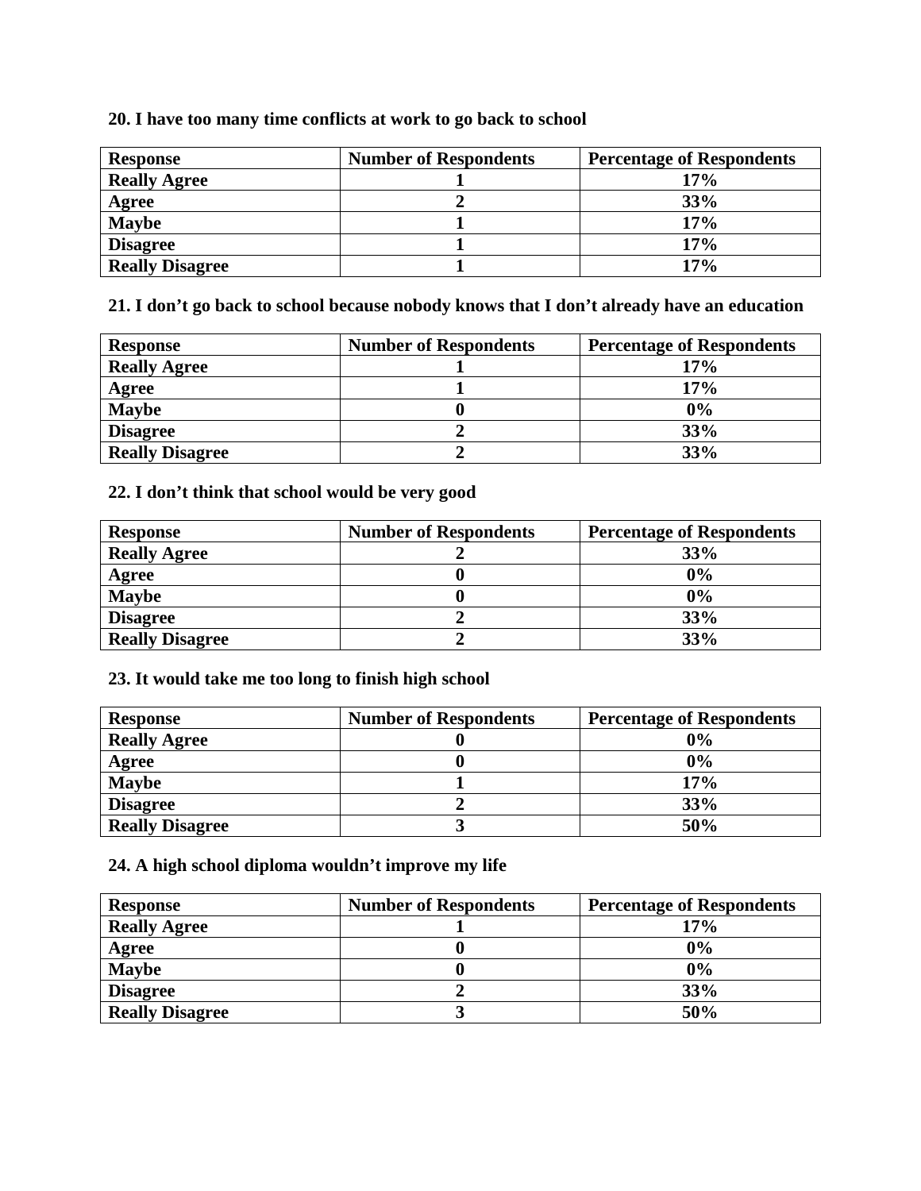**20. I have too many time conflicts at work to go back to school**

| Response | Number of Respondents | Percentage of Respondents |
|---|---|---|
| Really Agree | 1 | 17% |
| Agree | 2 | 33% |
| Maybe | 1 | 17% |
| Disagree | 1 | 17% |
| Really Disagree | 1 | 17% |

**21. I don't go back to school because nobody knows that I don't already have an education**

| Response | Number of Respondents | Percentage of Respondents |
|---|---|---|
| Really Agree | 1 | 17% |
| Agree | 1 | 17% |
| Maybe | 0 | 0% |
| Disagree | 2 | 33% |
| Really Disagree | 2 | 33% |

**22. I don't think that school would be very good**

| Response | Number of Respondents | Percentage of Respondents |
|---|---|---|
| Really Agree | 2 | 33% |
| Agree | 0 | 0% |
| Maybe | 0 | 0% |
| Disagree | 2 | 33% |
| Really Disagree | 2 | 33% |

**23. It would take me too long to finish high school**

| Response | Number of Respondents | Percentage of Respondents |
|---|---|---|
| Really Agree | 0 | 0% |
| Agree | 0 | 0% |
| Maybe | 1 | 17% |
| Disagree | 2 | 33% |
| Really Disagree | 3 | 50% |

**24. A high school diploma wouldn't improve my life**

| Response | Number of Respondents | Percentage of Respondents |
|---|---|---|
| Really Agree | 1 | 17% |
| Agree | 0 | 0% |
| Maybe | 0 | 0% |
| Disagree | 2 | 33% |
| Really Disagree | 3 | 50% |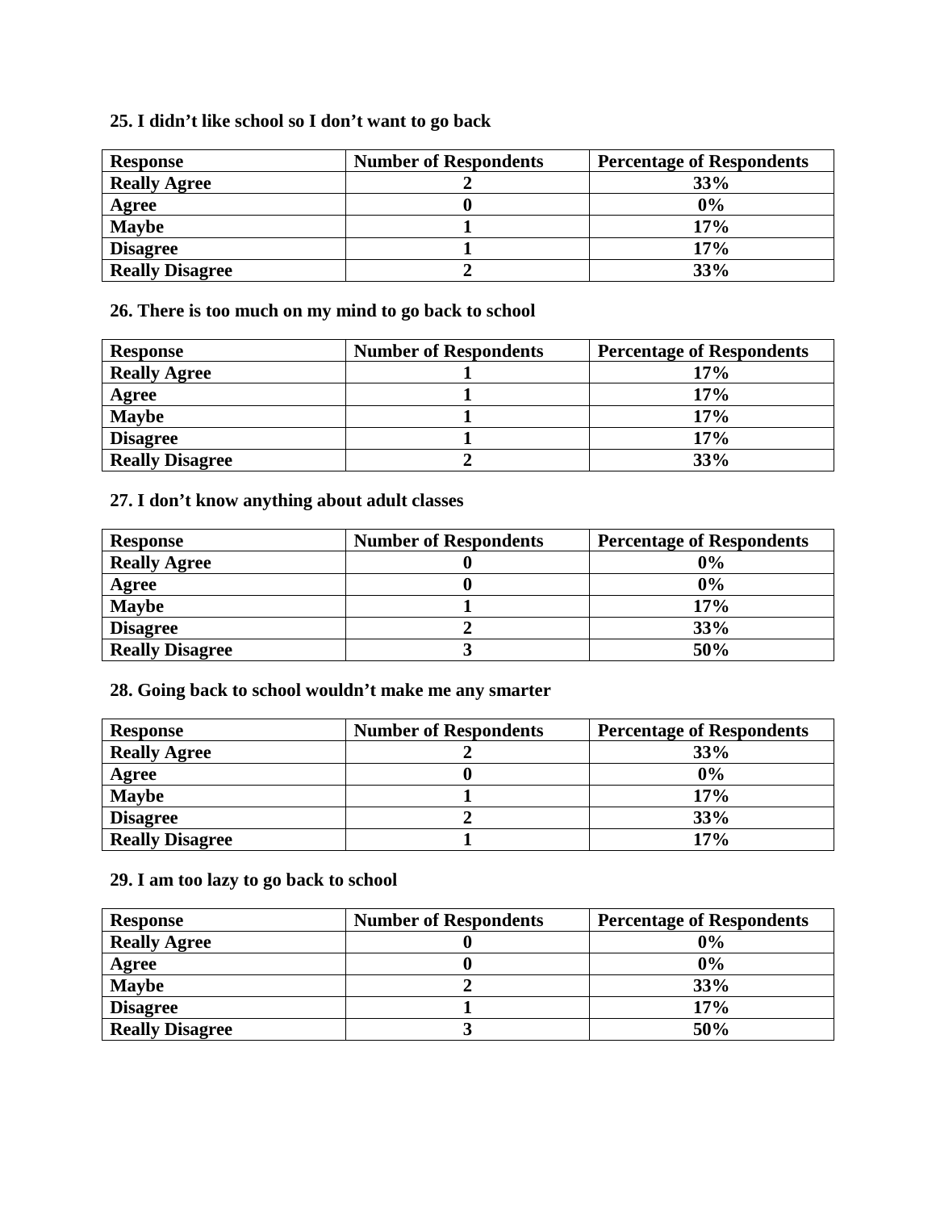**25. I didn't like school so I don't want to go back**

| Response | Number of Respondents | Percentage of Respondents |
|---|---|---|
| Really Agree | 2 | 33% |
| Agree | 0 | 0% |
| Maybe | 1 | 17% |
| Disagree | 1 | 17% |
| Really Disagree | 2 | 33% |

**26. There is too much on my mind to go back to school**

| Response | Number of Respondents | Percentage of Respondents |
|---|---|---|
| Really Agree | 1 | 17% |
| Agree | 1 | 17% |
| Maybe | 1 | 17% |
| Disagree | 1 | 17% |
| Really Disagree | 2 | 33% |

**27. I don't know anything about adult classes**

| Response | Number of Respondents | Percentage of Respondents |
|---|---|---|
| Really Agree | 0 | 0% |
| Agree | 0 | 0% |
| Maybe | 1 | 17% |
| Disagree | 2 | 33% |
| Really Disagree | 3 | 50% |

**28. Going back to school wouldn't make me any smarter**

| Response | Number of Respondents | Percentage of Respondents |
|---|---|---|
| Really Agree | 2 | 33% |
| Agree | 0 | 0% |
| Maybe | 1 | 17% |
| Disagree | 2 | 33% |
| Really Disagree | 1 | 17% |

**29. I am too lazy to go back to school**

| Response | Number of Respondents | Percentage of Respondents |
|---|---|---|
| Really Agree | 0 | 0% |
| Agree | 0 | 0% |
| Maybe | 2 | 33% |
| Disagree | 1 | 17% |
| Really Disagree | 3 | 50% |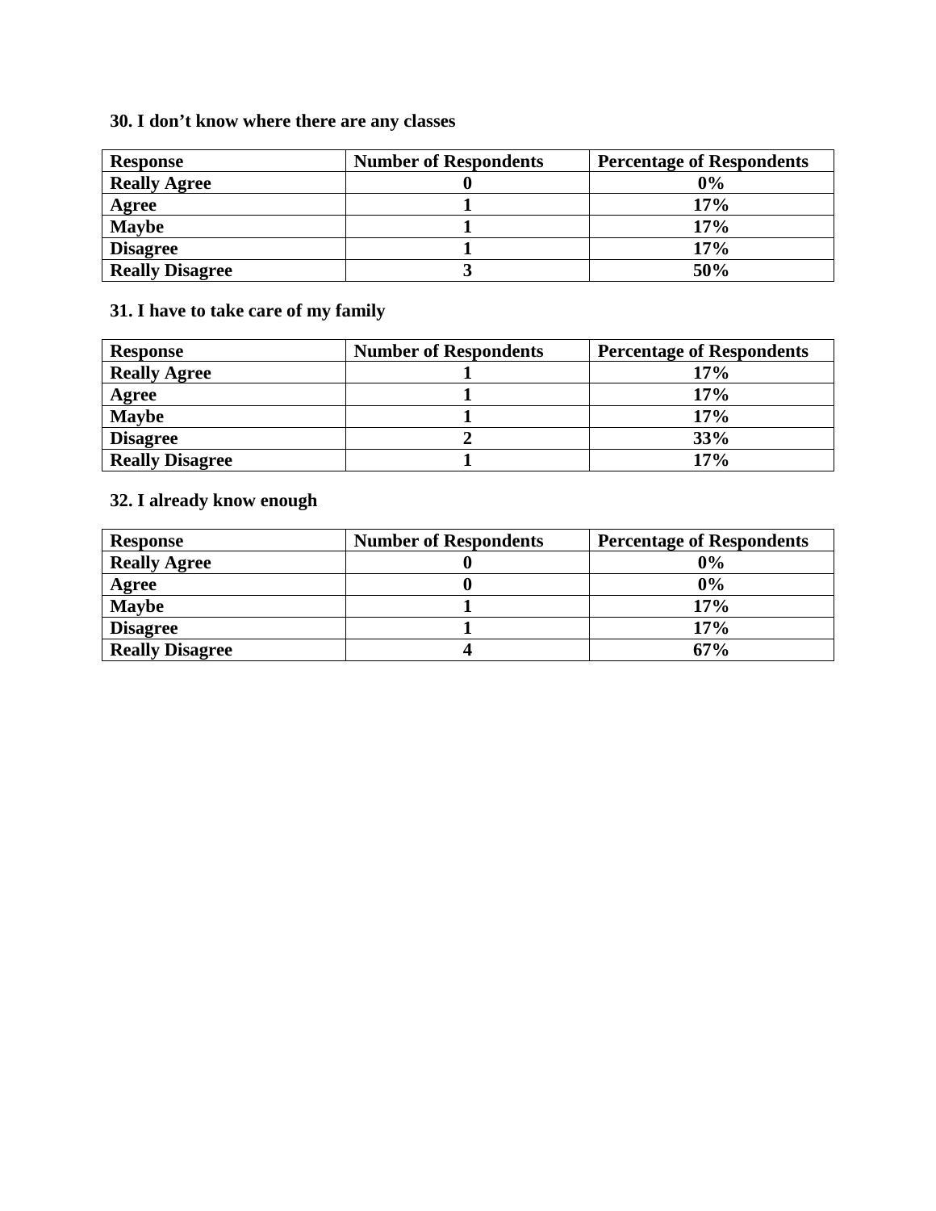**30. I don't know where there are any classes**

| Response | Number of Respondents | Percentage of Respondents |
|---|---|---|
| Really Agree | 0 | 0% |
| Agree | 1 | 17% |
| Maybe | 1 | 17% |
| Disagree | 1 | 17% |
| Really Disagree | 3 | 50% |

**31. I have to take care of my family**

| Response | Number of Respondents | Percentage of Respondents |
|---|---|---|
| Really Agree | 1 | 17% |
| Agree | 1 | 17% |
| Maybe | 1 | 17% |
| Disagree | 2 | 33% |
| Really Disagree | 1 | 17% |

**32. I already know enough**

| Response | Number of Respondents | Percentage of Respondents |
|---|---|---|
| Really Agree | 0 | 0% |
| Agree | 0 | 0% |
| Maybe | 1 | 17% |
| Disagree | 1 | 17% |
| Really Disagree | 4 | 67% |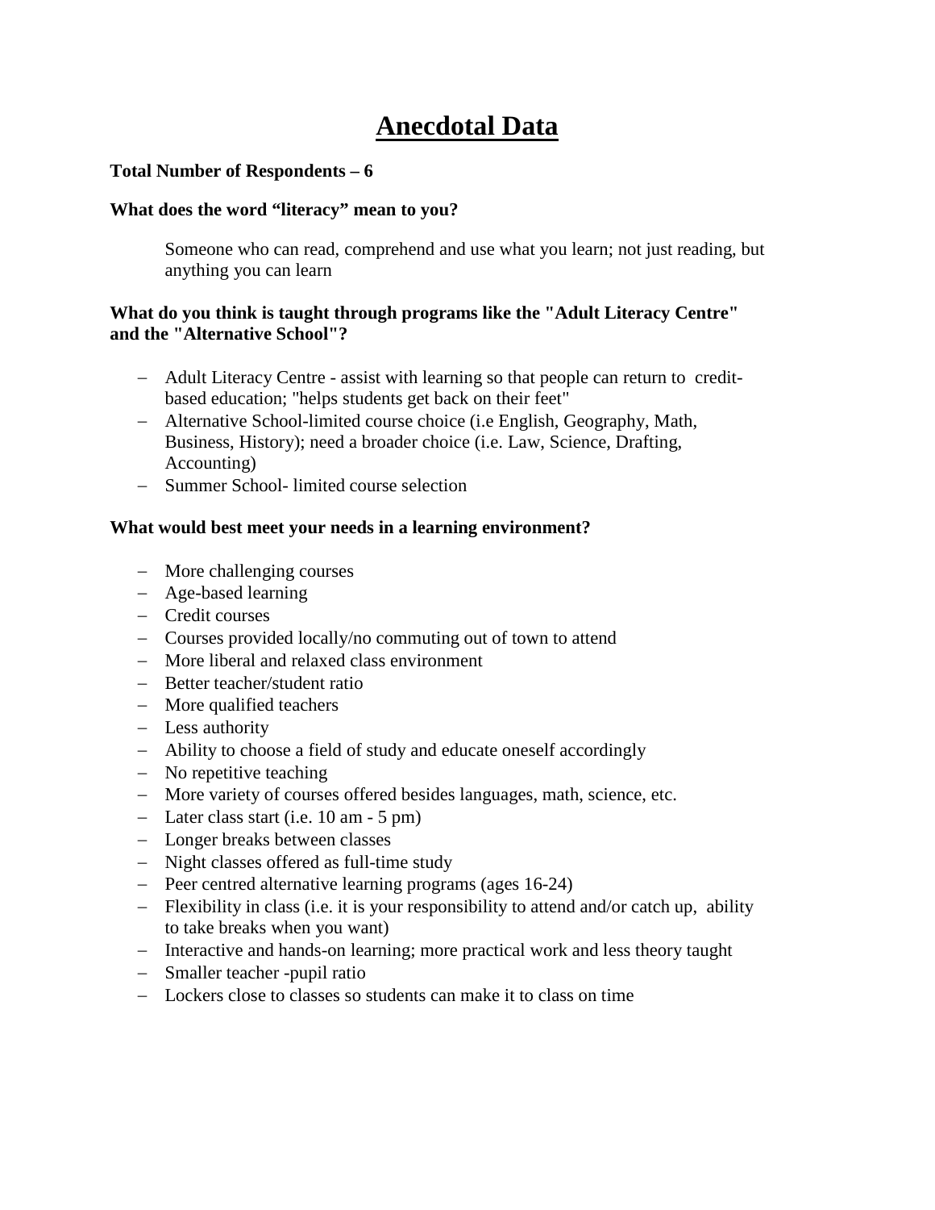# Anecdotal Data

**Total Number of Respondents – 6**

**What does the word "literacy" mean to you?**

Someone who can read, comprehend and use what you learn; not just reading, but anything you can learn

**What do you think is taught through programs like the "Adult Literacy Centre" and the "Alternative School"?**

- Adult Literacy Centre - assist with learning so that people can return to credit-based education; "helps students get back on their feet"
- Alternative School-limited course choice (i.e English, Geography, Math, Business, History); need a broader choice (i.e. Law, Science, Drafting, Accounting)
- Summer School- limited course selection

**What would best meet your needs in a learning environment?**

- More challenging courses
- Age-based learning
- Credit courses
- Courses provided locally/no commuting out of town to attend
- More liberal and relaxed class environment
- Better teacher/student ratio
- More qualified teachers
- Less authority
- Ability to choose a field of study and educate oneself accordingly
- No repetitive teaching
- More variety of courses offered besides languages, math, science, etc.
- Later class start (i.e. 10 am - 5 pm)
- Longer breaks between classes
- Night classes offered as full-time study
- Peer centred alternative learning programs (ages 16-24)
- Flexibility in class (i.e. it is your responsibility to attend and/or catch up, ability to take breaks when you want)
- Interactive and hands-on learning; more practical work and less theory taught
- Smaller teacher -pupil ratio
- Lockers close to classes so students can make it to class on time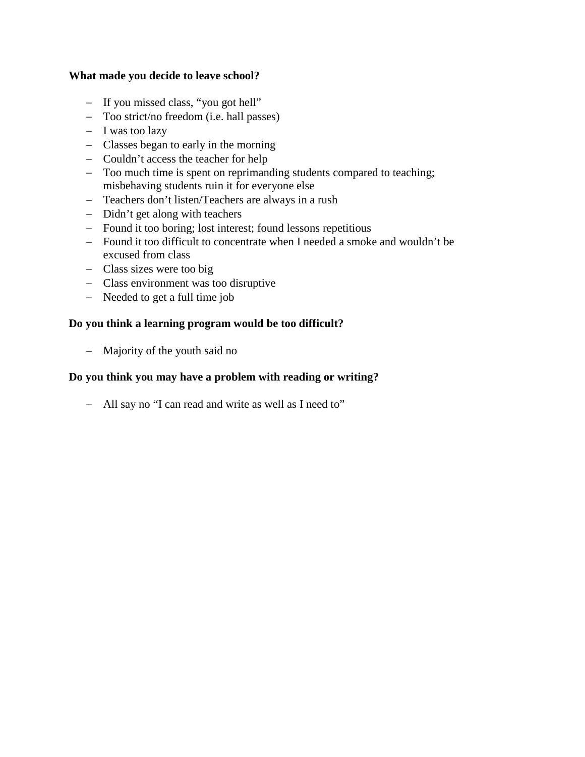**What made you decide to leave school?**

- If you missed class, “you got hell”
- Too strict/no freedom (i.e. hall passes)
- I was too lazy
- Classes began to early in the morning
- Couldn’t access the teacher for help
- Too much time is spent on reprimanding students compared to teaching; misbehaving students ruin it for everyone else
- Teachers don’t listen/Teachers are always in a rush
- Didn’t get along with teachers
- Found it too boring; lost interest; found lessons repetitious
- Found it too difficult to concentrate when I needed a smoke and wouldn’t be excused from class
- Class sizes were too big
- Class environment was too disruptive
- Needed to get a full time job

**Do you think a learning program would be too difficult?**

- Majority of the youth said no

**Do you think you may have a problem with reading or writing?**

- All say no “I can read and write as well as I need to”